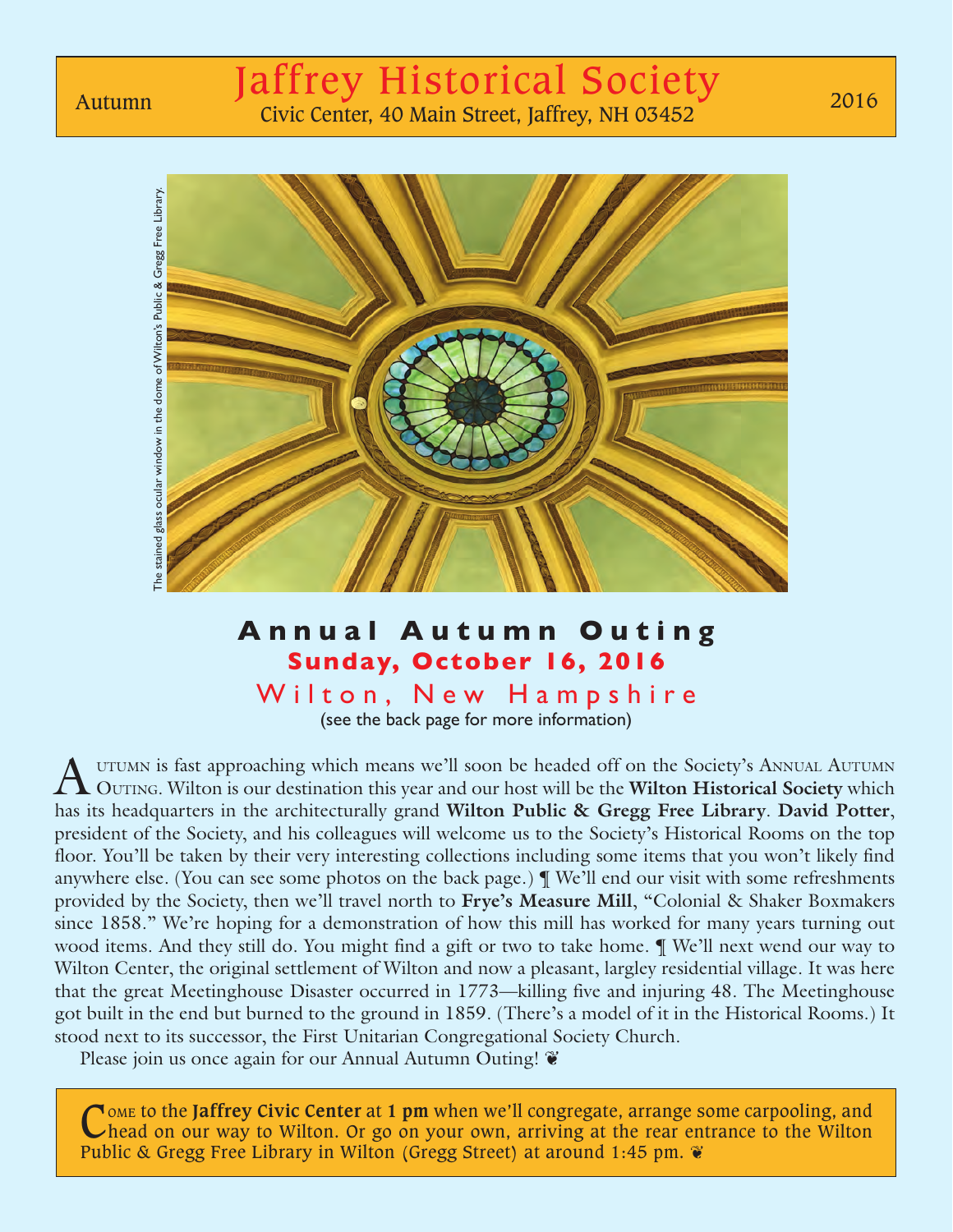# Jaffrey Historical Society

Autumn — Civic Center, 40 Main Street, Jaffrey, NH 03452 — 2016

The stained glass ocular window in the dome of Wilton's Public & Gregg Free Library.

## Annual Autumn Outing

**Sunday, October 16, 2016**

Wilton, New Hampshire

(see the back page for more information)

Autumn is fast approaching which means we'll soon be headed off on the Society's Annual Autumn Outing. Wilton is our destination this year and our host will be the **Wilton Historical Society** which has its headquarters in the architecturally grand **Wilton Public & Gregg Free Library**. **David Potter**, president of the Society, and his colleagues will welcome us to the Society's Historical Rooms on the top floor. You'll be taken by their very interesting collections including some items that you won't likely find anywhere else. (You can see some photos on the back page.) ¶ We'll end our visit with some refreshments provided by the Society, then we'll travel north to **Frye's Measure Mill**, "Colonial & Shaker Boxmakers since 1858." We're hoping for a demonstration of how this mill has worked for many years turning out wood items. And they still do. You might find a gift or two to take home. ¶ We'll next wend our way to Wilton Center, the original settlement of Wilton and now a pleasant, largley residential village. It was here that the great Meetinghouse Disaster occurred in 1773—killing five and injuring 48. The Meetinghouse got built in the end but burned to the ground in 1859. (There's a model of it in the Historical Rooms.) It stood next to its successor, the First Unitarian Congregational Society Church.

Please join us once again for our Annual Autumn Outing! ❦

Come to the **Jaffrey Civic Center** at **1 pm** when we'll congregate, arrange some carpooling, and head on our way to Wilton. Or go on your own, arriving at the rear entrance to the Wilton Public & Gregg Free Library in Wilton (Gregg Street) at around 1:45 pm. ❦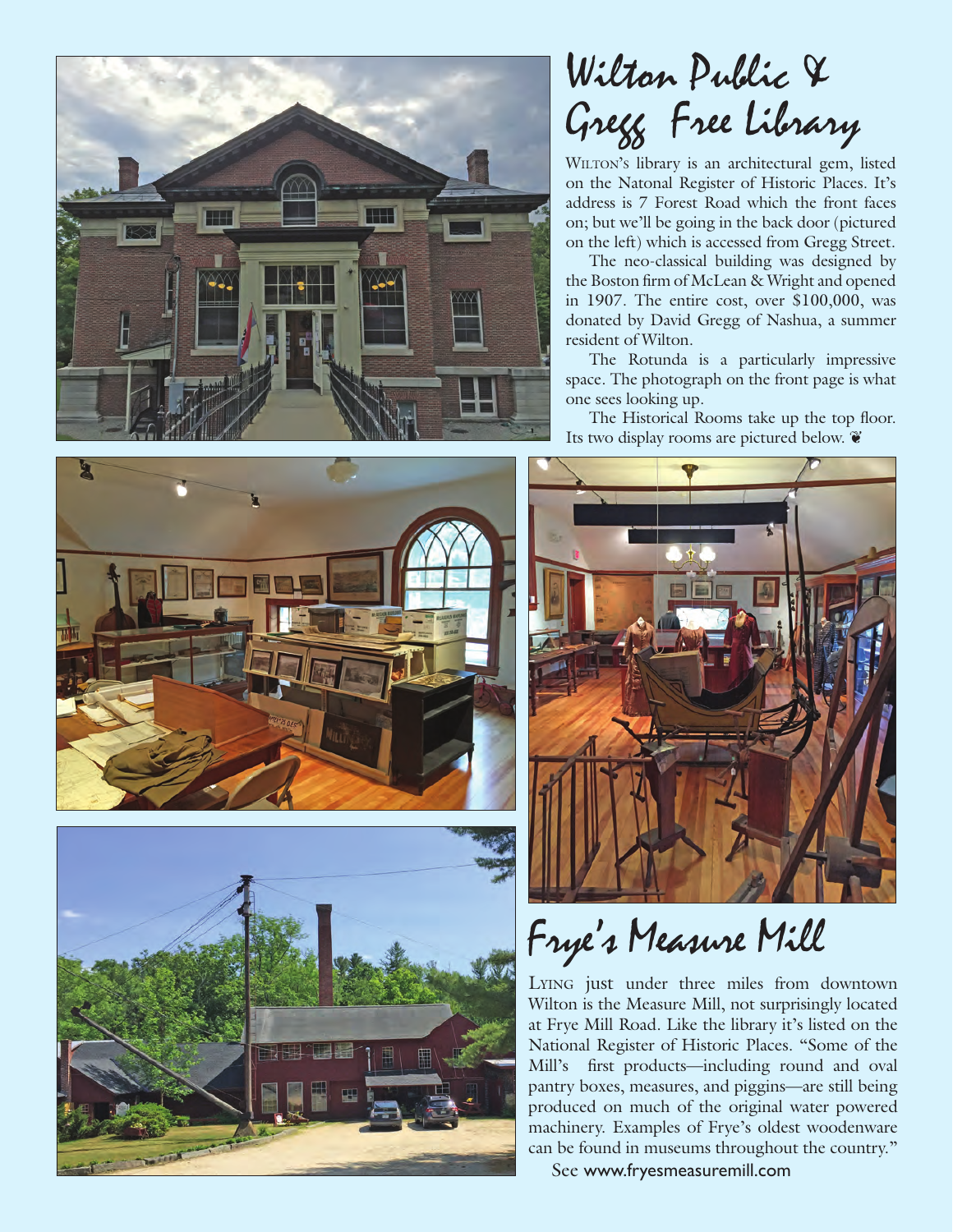# Wilton Public & Gregg Free Library

WILTON'S library is an architectural gem, listed on the Natonal Register of Historic Places. It's address is 7 Forest Road which the front faces on; but we'll be going in the back door (pictured on the left) which is accessed from Gregg Street.

The neo-classical building was designed by the Boston firm of McLean & Wright and opened in 1907. The entire cost, over $100,000, was donated by David Gregg of Nashua, a summer resident of Wilton.

The Rotunda is a particularly impressive space. The photograph on the front page is what one sees looking up.

The Historical Rooms take up the top floor. Its two display rooms are pictured below. ❦

# Frye's Measure Mill

LYING just under three miles from downtown Wilton is the Measure Mill, not surprisingly located at Frye Mill Road. Like the library it's listed on the National Register of Historic Places. "Some of the Mill's first products—including round and oval pantry boxes, measures, and piggins—are still being produced on much of the original water powered machinery. Examples of Frye's oldest woodenware can be found in museums throughout the country."

See www.fryesmeasuremill.com